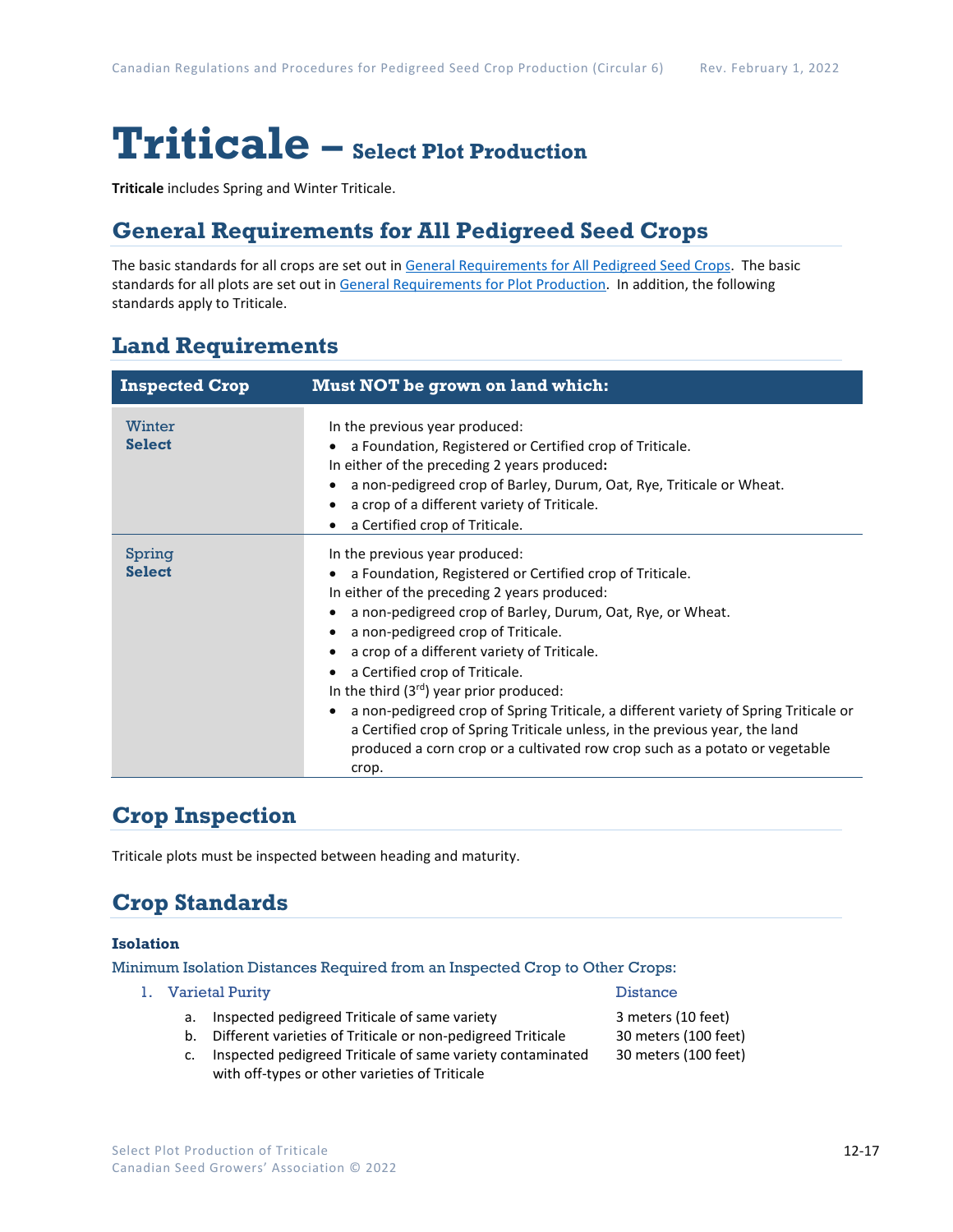# Triticale – Select Plot Production

**Triticale** includes Spring and Winter Triticale.

## General Requirements for All Pedigreed Seed Crops

The basic standards for all crops are set out in General Requirements for All Pedigreed Seed Crops. The basic standards for all plots are set out in General Requirements for Plot Production. In addition, the following standards apply to Triticale.

## Land Requirements

| Inspected Crop | Must NOT be grown on land which: |
| --- | --- |
| Winter **Select** | In the previous year produced:<br>• a Foundation, Registered or Certified crop of Triticale.<br>In either of the preceding 2 years produced**:**<br>• a non-pedigreed crop of Barley, Durum, Oat, Rye, Triticale or Wheat.<br>• a crop of a different variety of Triticale.<br>• a Certified crop of Triticale. |
| Spring **Select** | In the previous year produced:<br>• a Foundation, Registered or Certified crop of Triticale.<br>In either of the preceding 2 years produced:<br>• a non-pedigreed crop of Barley, Durum, Oat, Rye, or Wheat.<br>• a non-pedigreed crop of Triticale.<br>• a crop of a different variety of Triticale.<br>• a Certified crop of Triticale.<br>In the third (3rd) year prior produced:<br>• a non-pedigreed crop of Spring Triticale, a different variety of Spring Triticale or a Certified crop of Spring Triticale unless, in the previous year, the land produced a corn crop or a cultivated row crop such as a potato or vegetable crop. |

## Crop Inspection

Triticale plots must be inspected between heading and maturity.

## Crop Standards

### Isolation

Minimum Isolation Distances Required from an Inspected Crop to Other Crops:

1. Varietal Purity — Distance
   a. Inspected pedigreed Triticale of same variety — 3 meters (10 feet)
   b. Different varieties of Triticale or non-pedigreed Triticale — 30 meters (100 feet)
   c. Inspected pedigreed Triticale of same variety contaminated with off-types or other varieties of Triticale — 30 meters (100 feet)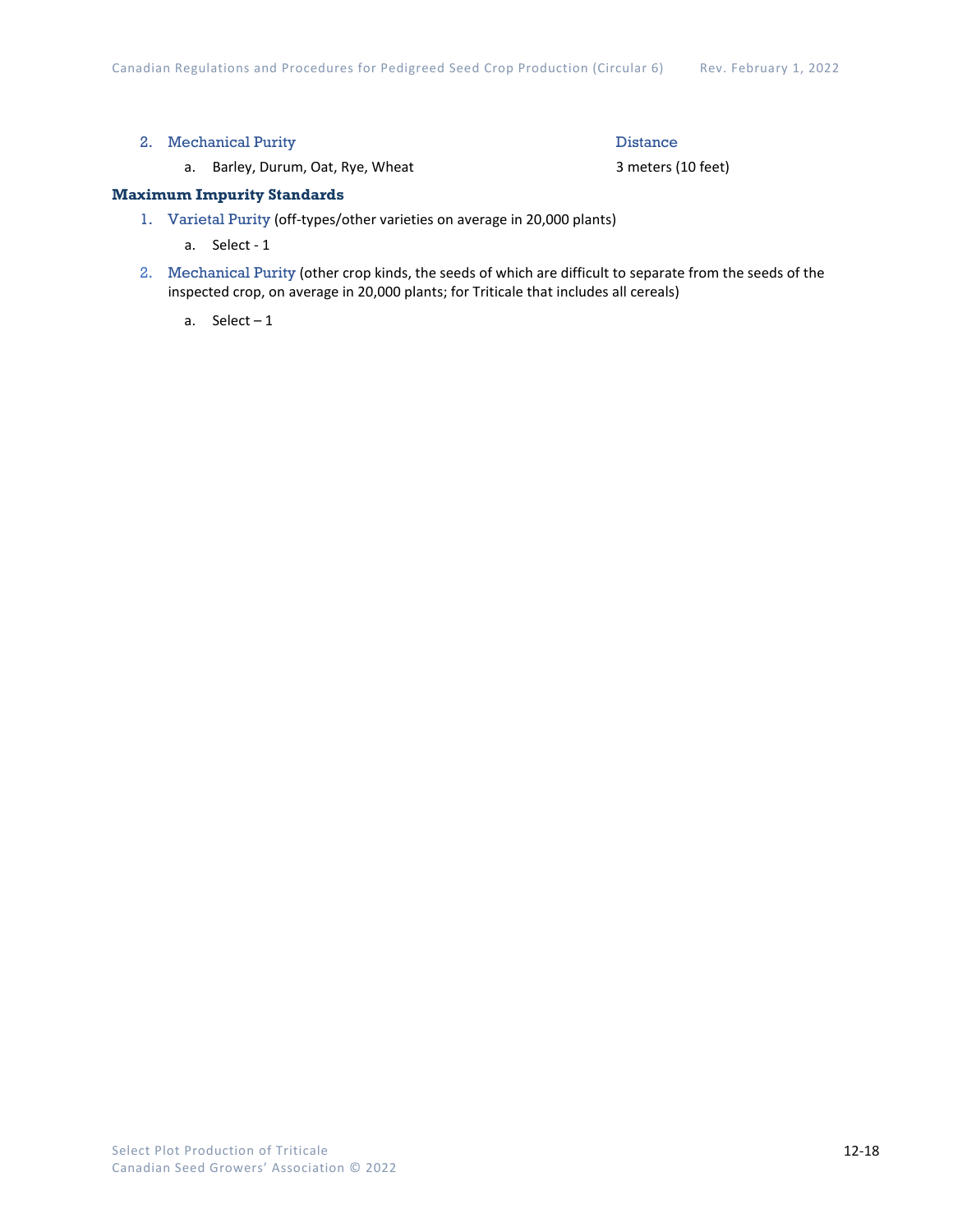2. Mechanical Purity

| | |
|---|---|
| **Mechanical Purity** | **Distance** |
| a. Barley, Durum, Oat, Rye, Wheat | 3 meters (10 feet) |

### Maximum Impurity Standards

1. Varietal Purity (off-types/other varieties on average in 20,000 plants)
    a. Select - 1
2. Mechanical Purity (other crop kinds, the seeds of which are difficult to separate from the seeds of the inspected crop, on average in 20,000 plants; for Triticale that includes all cereals)
    a. Select – 1